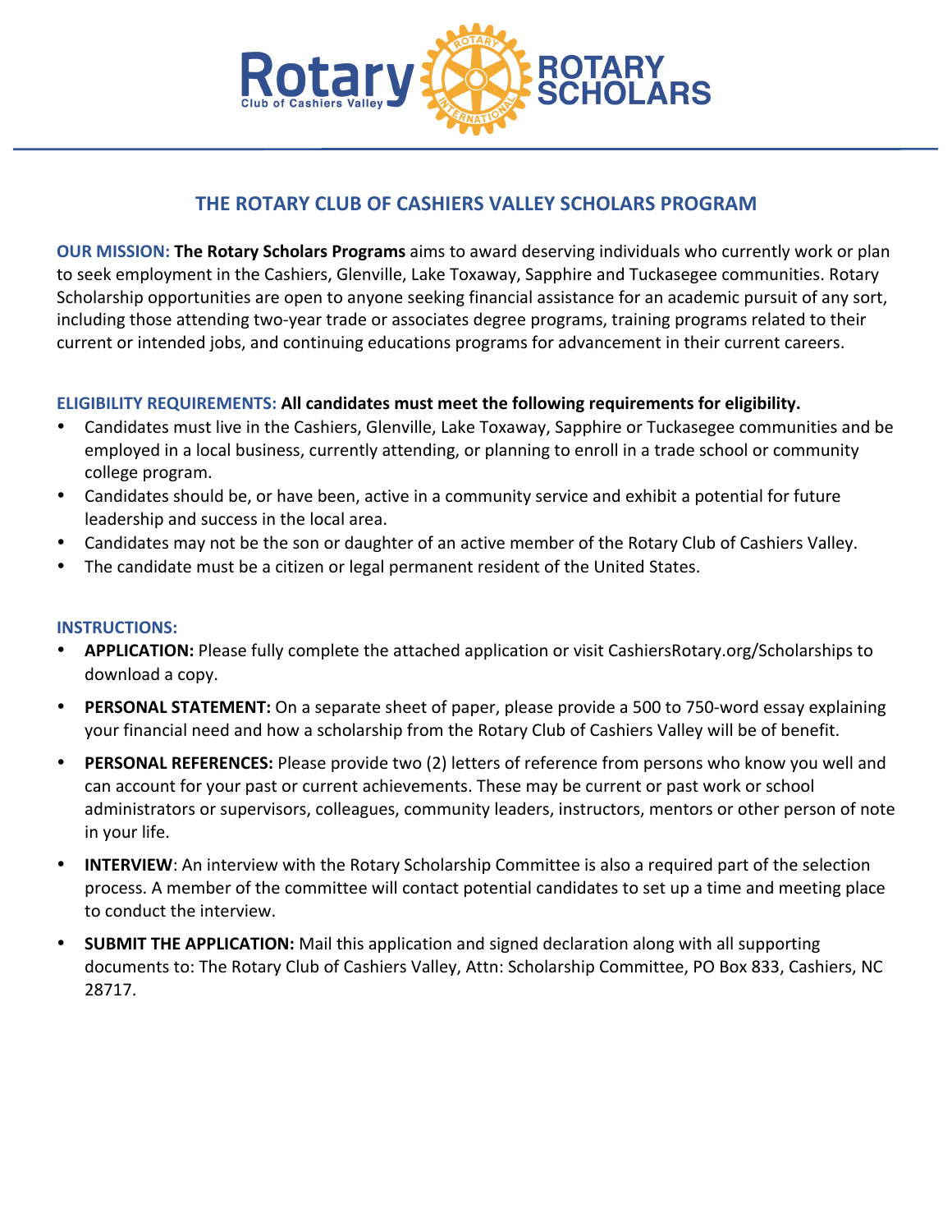Rotary Club of Cashiers Valley — ROTARY SCHOLARS

## THE ROTARY CLUB OF CASHIERS VALLEY SCHOLARS PROGRAM

**OUR MISSION:** **The Rotary Scholars Programs** aims to award deserving individuals who currently work or plan to seek employment in the Cashiers, Glenville, Lake Toxaway, Sapphire and Tuckasegee communities. Rotary Scholarship opportunities are open to anyone seeking financial assistance for an academic pursuit of any sort, including those attending two-year trade or associates degree programs, training programs related to their current or intended jobs, and continuing educations programs for advancement in their current careers.

**ELIGIBILITY REQUIREMENTS:** **All candidates must meet the following requirements for eligibility.**

- Candidates must live in the Cashiers, Glenville, Lake Toxaway, Sapphire or Tuckasegee communities and be employed in a local business, currently attending, or planning to enroll in a trade school or community college program.
- Candidates should be, or have been, active in a community service and exhibit a potential for future leadership and success in the local area.
- Candidates may not be the son or daughter of an active member of the Rotary Club of Cashiers Valley.
- The candidate must be a citizen or legal permanent resident of the United States.

**INSTRUCTIONS:**

- **APPLICATION:** Please fully complete the attached application or visit CashiersRotary.org/Scholarships to download a copy.
- **PERSONAL STATEMENT:** On a separate sheet of paper, please provide a 500 to 750-word essay explaining your financial need and how a scholarship from the Rotary Club of Cashiers Valley will be of benefit.
- **PERSONAL REFERENCES:** Please provide two (2) letters of reference from persons who know you well and can account for your past or current achievements. These may be current or past work or school administrators or supervisors, colleagues, community leaders, instructors, mentors or other person of note in your life.
- **INTERVIEW**: An interview with the Rotary Scholarship Committee is also a required part of the selection process. A member of the committee will contact potential candidates to set up a time and meeting place to conduct the interview.
- **SUBMIT THE APPLICATION:** Mail this application and signed declaration along with all supporting documents to: The Rotary Club of Cashiers Valley, Attn: Scholarship Committee, PO Box 833, Cashiers, NC 28717.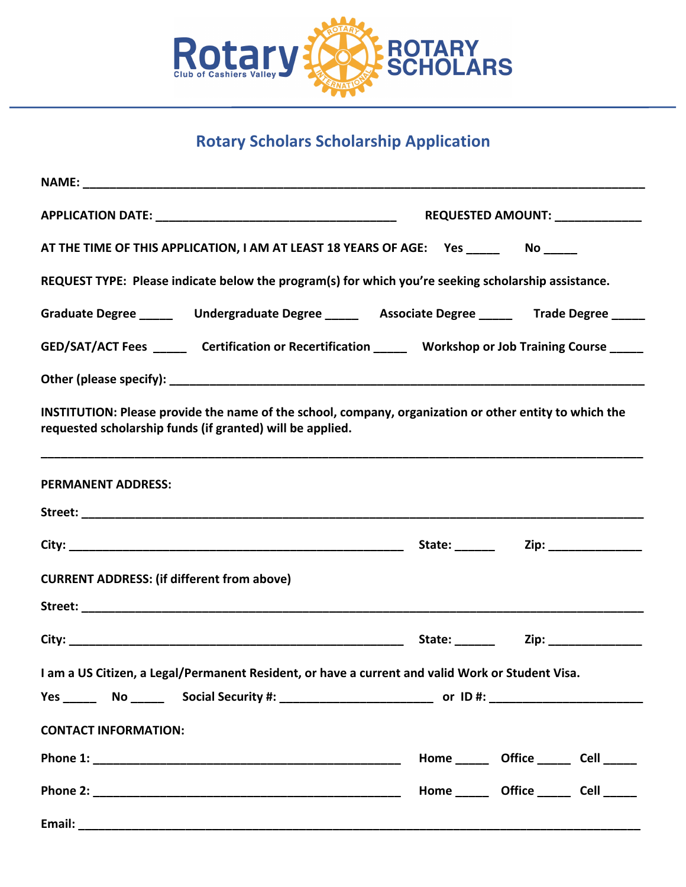Rotary Club of Cashiers Valley — ROTARY SCHOLARS

## Rotary Scholars Scholarship Application

**NAME:** ____________________________________________________________________________

**APPLICATION DATE:** ___________________________________ **REQUESTED AMOUNT:** _____________

**AT THE TIME OF THIS APPLICATION, I AM AT LEAST 18 YEARS OF AGE:** **Yes** _____ **No** _____

**REQUEST TYPE: Please indicate below the program(s) for which you're seeking scholarship assistance.**

**Graduate Degree** _____ **Undergraduate Degree** _____ **Associate Degree** _____ **Trade Degree** _____

**GED/SAT/ACT Fees** _____ **Certification or Recertification** _____ **Workshop or Job Training Course** _____

**Other (please specify):** ____________________________________________________________________

**INSTITUTION: Please provide the name of the school, company, organization or other entity to which the requested scholarship funds (if granted) will be applied.**

____________________________________________________________________________________

**PERMANENT ADDRESS:**

**Street:** ____________________________________________________________________________

**City:** __________________________________________________ **State:** ______ **Zip:** ______________

**CURRENT ADDRESS: (if different from above)**

**Street:** ____________________________________________________________________________

**City:** __________________________________________________ **State:** ______ **Zip:** ______________

**I am a US Citizen, a Legal/Permanent Resident, or have a current and valid Work or Student Visa.**

**Yes** _____ **No** _____ **Social Security #:** _______________________ **or ID #:** _______________________

**CONTACT INFORMATION:**

**Phone 1:** _______________________________________________ **Home** _____ **Office** _____ **Cell** _____

**Phone 2:** _______________________________________________ **Home** _____ **Office** _____ **Cell** _____

**Email:** _____________________________________________________________________________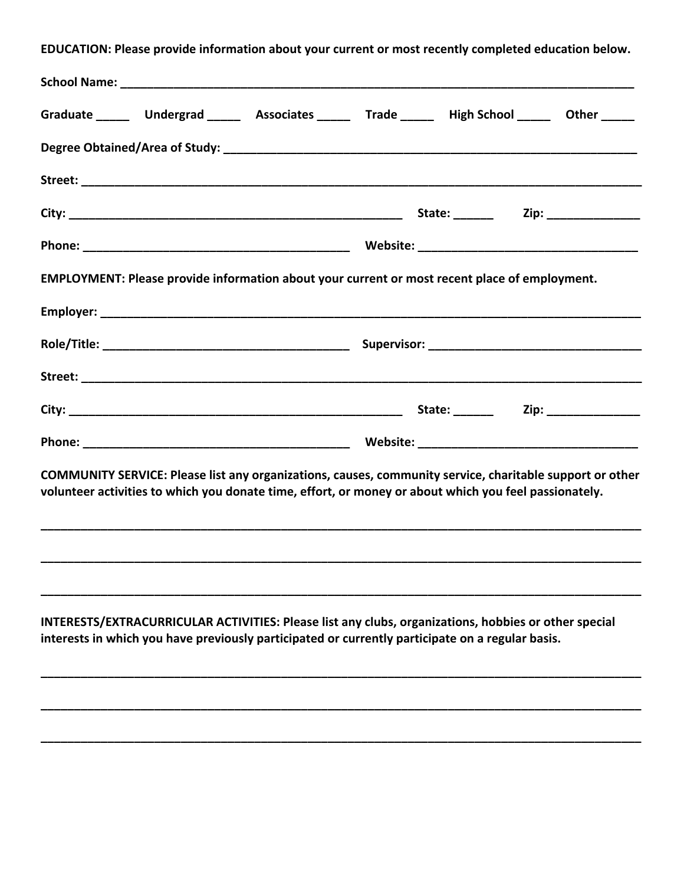**EDUCATION: Please provide information about your current or most recently completed education below.**

**School Name:** ___________________________________________________________________________

**Graduate** _____ **Undergrad** _____ **Associates** _____ **Trade** _____ **High School** _____ **Other** _____

**Degree Obtained/Area of Study:** ____________________________________________________________

**Street:** _________________________________________________________________________________

**City:** ___________________________________________________ **State:** ______ **Zip:** ______________

**Phone:** _________________________________________ **Website:** _________________________________

**EMPLOYMENT: Please provide information about your current or most recent place of employment.**

**Employer:** ______________________________________________________________________________

**Role/Title:** ______________________________________ **Supervisor:** _________________________________

**Street:** _________________________________________________________________________________

**City:** ___________________________________________________ **State:** ______ **Zip:** ______________

**Phone:** _________________________________________ **Website:** _________________________________

**COMMUNITY SERVICE: Please list any organizations, causes, community service, charitable support or other volunteer activities to which you donate time, effort, or money or about which you feel passionately.**

_____________________________________________________________________________________________

_____________________________________________________________________________________________

_____________________________________________________________________________________________

**INTERESTS/EXTRACURRICULAR ACTIVITIES: Please list any clubs, organizations, hobbies or other special interests in which you have previously participated or currently participate on a regular basis.**

_____________________________________________________________________________________________

_____________________________________________________________________________________________

_____________________________________________________________________________________________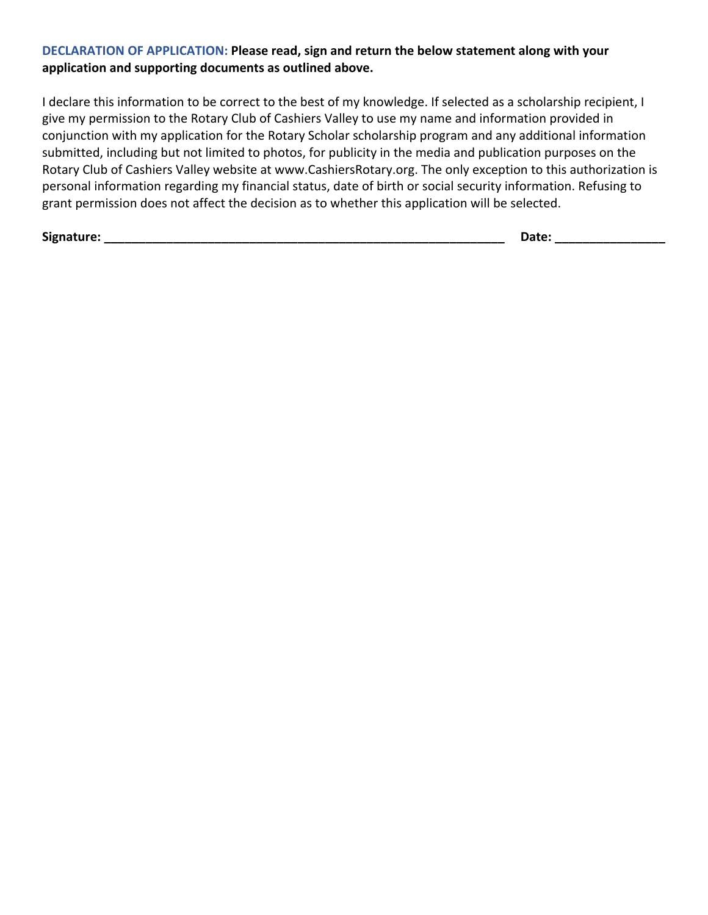**DECLARATION OF APPLICATION: Please read, sign and return the below statement along with your application and supporting documents as outlined above.**

I declare this information to be correct to the best of my knowledge. If selected as a scholarship recipient, I give my permission to the Rotary Club of Cashiers Valley to use my name and information provided in conjunction with my application for the Rotary Scholar scholarship program and any additional information submitted, including but not limited to photos, for publicity in the media and publication purposes on the Rotary Club of Cashiers Valley website at www.CashiersRotary.org. The only exception to this authorization is personal information regarding my financial status, date of birth or social security information. Refusing to grant permission does not affect the decision as to whether this application will be selected.

**Signature: ____________________________________________________________ Date: ________________**